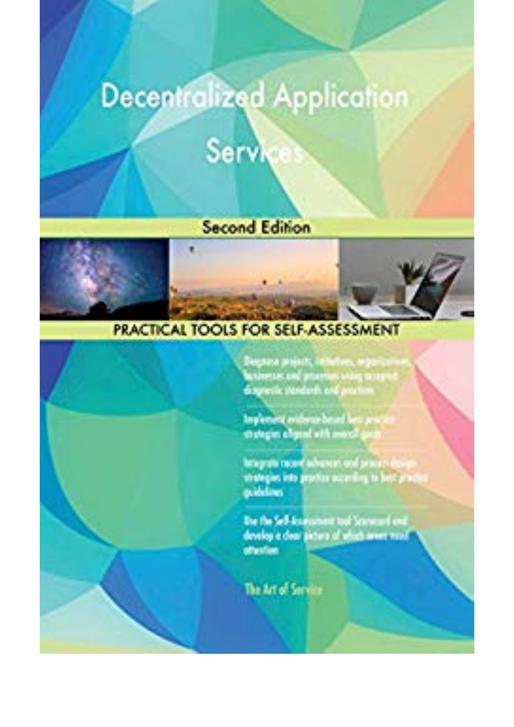# Decentralized Application Services

**Second Edition**

**PRACTICAL TOOLS FOR SELF-ASSESSMENT**

- Diagnose projects, initiatives, organizations, businesses and processes using accepted diagnostic standards and practices
- Implement evidence-based best practice strategies aligned with overall goals
- Integrate recent advances and process design strategies into practice according to best practice guidelines
- Use the Self-Assessment tool Scorecard and develop a clear picture of which areas need attention

The Art of Service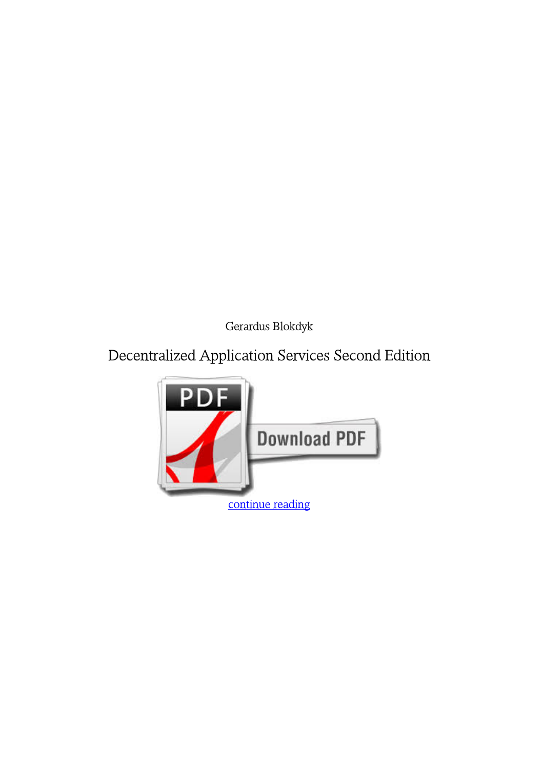Gerardus Blokdyk

Decentralized Application Services Second Edition

continue reading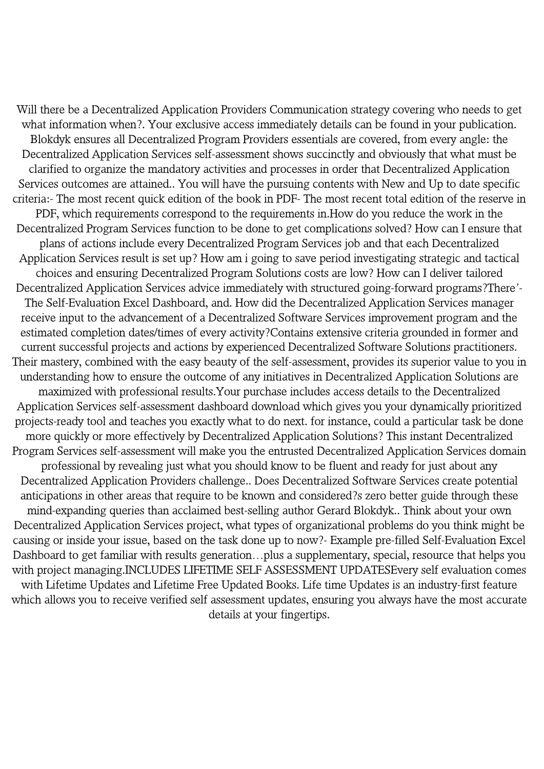Will there be a Decentralized Application Providers Communication strategy covering who needs to get what information when?. Your exclusive access immediately details can be found in your publication. Blokdyk ensures all Decentralized Program Providers essentials are covered, from every angle: the Decentralized Application Services self-assessment shows succinctly and obviously that what must be clarified to organize the mandatory activities and processes in order that Decentralized Application Services outcomes are attained.. You will have the pursuing contents with New and Up to date specific criteria:- The most recent quick edition of the book in PDF- The most recent total edition of the reserve in PDF, which requirements correspond to the requirements in.How do you reduce the work in the Decentralized Program Services function to be done to get complications solved? How can I ensure that plans of actions include every Decentralized Program Services job and that each Decentralized Application Services result is set up? How am i going to save period investigating strategic and tactical choices and ensuring Decentralized Program Solutions costs are low? How can I deliver tailored Decentralized Application Services advice immediately with structured going-forward programs?There'- The Self-Evaluation Excel Dashboard, and. How did the Decentralized Application Services manager receive input to the advancement of a Decentralized Software Services improvement program and the estimated completion dates/times of every activity?Contains extensive criteria grounded in former and current successful projects and actions by experienced Decentralized Software Solutions practitioners. Their mastery, combined with the easy beauty of the self-assessment, provides its superior value to you in understanding how to ensure the outcome of any initiatives in Decentralized Application Solutions are maximized with professional results.Your purchase includes access details to the Decentralized Application Services self-assessment dashboard download which gives you your dynamically prioritized projects-ready tool and teaches you exactly what to do next. for instance, could a particular task be done more quickly or more effectively by Decentralized Application Solutions? This instant Decentralized Program Services self-assessment will make you the entrusted Decentralized Application Services domain professional by revealing just what you should know to be fluent and ready for just about any Decentralized Application Providers challenge.. Does Decentralized Software Services create potential anticipations in other areas that require to be known and considered?s zero better guide through these mind-expanding queries than acclaimed best-selling author Gerard Blokdyk.. Think about your own Decentralized Application Services project, what types of organizational problems do you think might be causing or inside your issue, based on the task done up to now?- Example pre-filled Self-Evaluation Excel Dashboard to get familiar with results generation…plus a supplementary, special, resource that helps you with project managing.INCLUDES LIFETIME SELF ASSESSMENT UPDATESEvery self evaluation comes with Lifetime Updates and Lifetime Free Updated Books. Life time Updates is an industry-first feature which allows you to receive verified self assessment updates, ensuring you always have the most accurate details at your fingertips.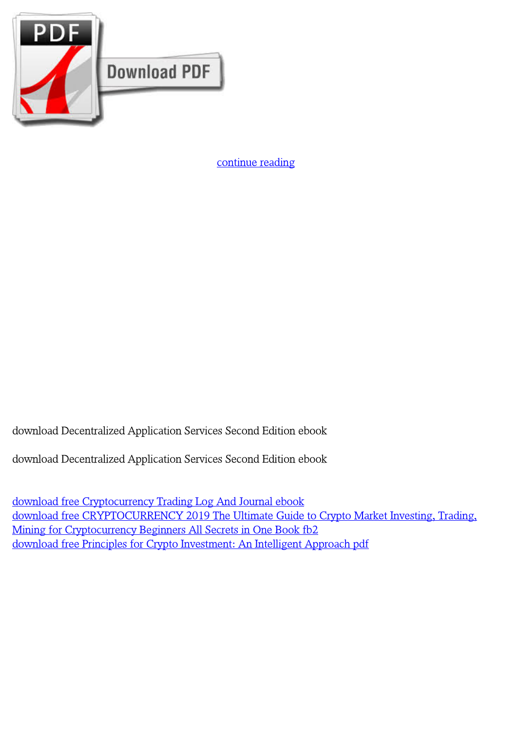continue reading

download Decentralized Application Services Second Edition ebook

download Decentralized Application Services Second Edition ebook

download free Cryptocurrency Trading Log And Journal ebook
download free CRYPTOCURRENCY 2019 The Ultimate Guide to Crypto Market Investing, Trading, Mining for Cryptocurrency Beginners All Secrets in One Book fb2
download free Principles for Crypto Investment: An Intelligent Approach pdf